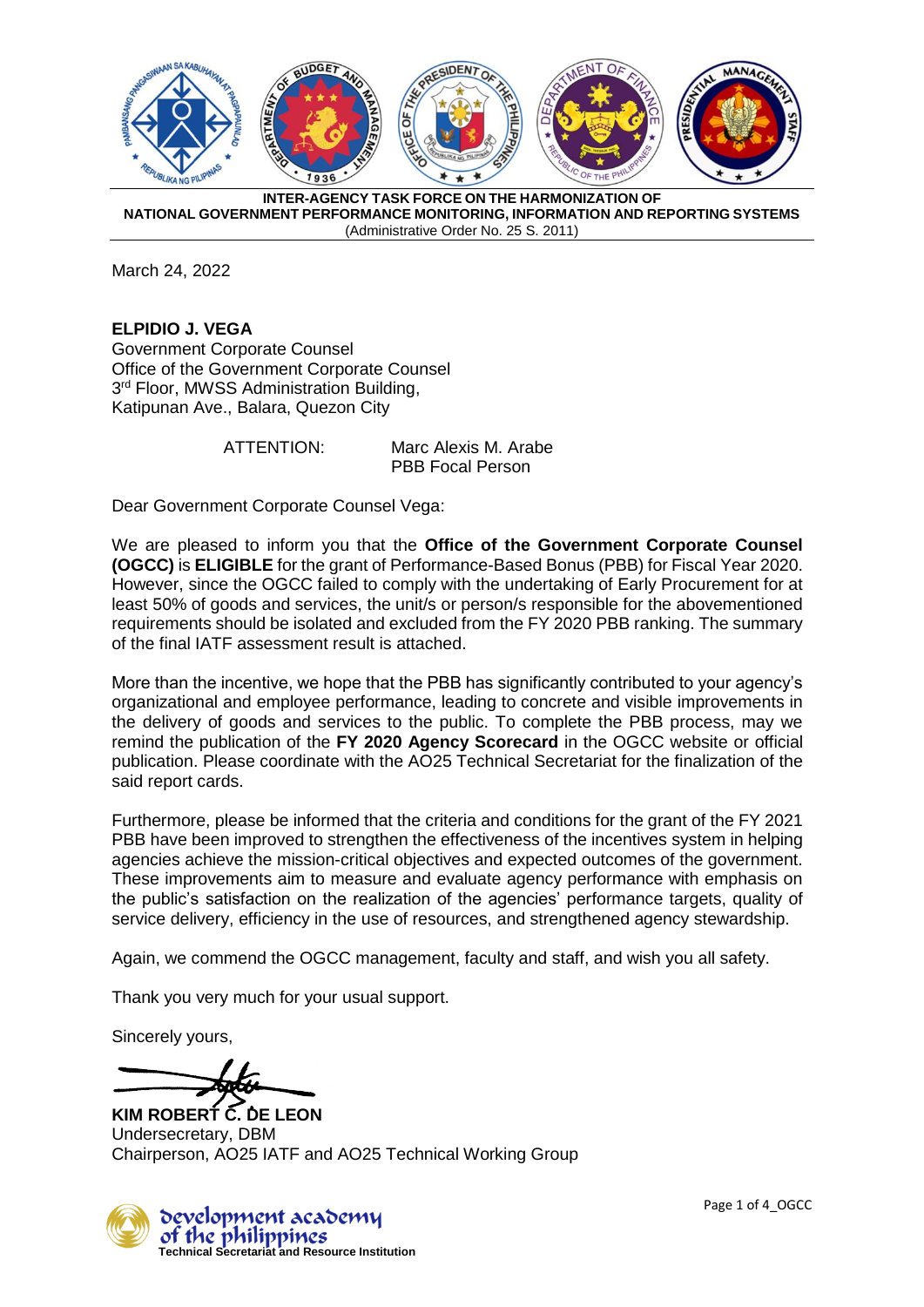**INTER-AGENCY TASK FORCE ON THE HARMONIZATION OF NATIONAL GOVERNMENT PERFORMANCE MONITORING, INFORMATION AND REPORTING SYSTEMS**
(Administrative Order No. 25 S. 2011)

March 24, 2022

**ELPIDIO J. VEGA**
Government Corporate Counsel
Office of the Government Corporate Counsel
3rd Floor, MWSS Administration Building,
Katipunan Ave., Balara, Quezon City

ATTENTION: Marc Alexis M. Arabe
PBB Focal Person

Dear Government Corporate Counsel Vega:

We are pleased to inform you that the **Office of the Government Corporate Counsel (OGCC)** is **ELIGIBLE** for the grant of Performance-Based Bonus (PBB) for Fiscal Year 2020. However, since the OGCC failed to comply with the undertaking of Early Procurement for at least 50% of goods and services, the unit/s or person/s responsible for the abovementioned requirements should be isolated and excluded from the FY 2020 PBB ranking. The summary of the final IATF assessment result is attached.

More than the incentive, we hope that the PBB has significantly contributed to your agency's organizational and employee performance, leading to concrete and visible improvements in the delivery of goods and services to the public. To complete the PBB process, may we remind the publication of the **FY 2020 Agency Scorecard** in the OGCC website or official publication. Please coordinate with the AO25 Technical Secretariat for the finalization of the said report cards.

Furthermore, please be informed that the criteria and conditions for the grant of the FY 2021 PBB have been improved to strengthen the effectiveness of the incentives system in helping agencies achieve the mission-critical objectives and expected outcomes of the government. These improvements aim to measure and evaluate agency performance with emphasis on the public's satisfaction on the realization of the agencies' performance targets, quality of service delivery, efficiency in the use of resources, and strengthened agency stewardship.

Again, we commend the OGCC management, faculty and staff, and wish you all safety.

Thank you very much for your usual support.

Sincerely yours,

**KIM ROBERT C. DE LEON**
Undersecretary, DBM
Chairperson, AO25 IATF and AO25 Technical Working Group

Development Academy of the Philippines
Technical Secretariat and Resource Institution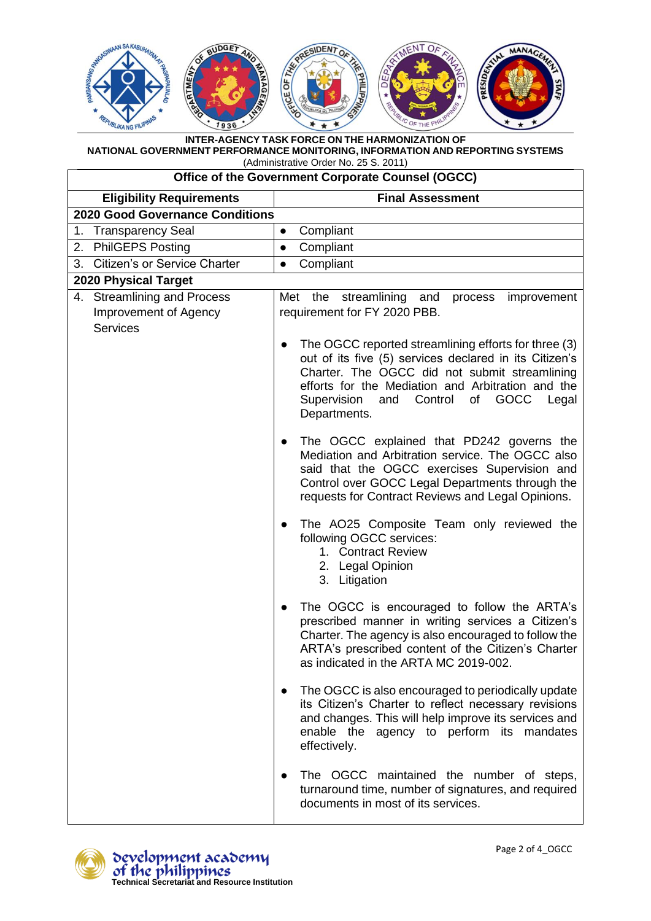**INTER-AGENCY TASK FORCE ON THE HARMONIZATION OF NATIONAL GOVERNMENT PERFORMANCE MONITORING, INFORMATION AND REPORTING SYSTEMS**

(Administrative Order No. 25 S. 2011)

| Office of the Government Corporate Counsel (OGCC) | |
|---|---|
| **Eligibility Requirements** | **Final Assessment** |
| **2020 Good Governance Conditions** | |
| 1. Transparency Seal | • Compliant |
| 2. PhilGEPS Posting | • Compliant |
| 3. Citizen's or Service Charter | • Compliant |
| **2020 Physical Target** | |
| 4. Streamlining and Process Improvement of Agency Services | Met the streamlining and process improvement requirement for FY 2020 PBB.<br><br>• The OGCC reported streamlining efforts for three (3) out of its five (5) services declared in its Citizen's Charter. The OGCC did not submit streamlining efforts for the Mediation and Arbitration and the Supervision and Control of GOCC Legal Departments.<br><br>• The OGCC explained that PD242 governs the Mediation and Arbitration service. The OGCC also said that the OGCC exercises Supervision and Control over GOCC Legal Departments through the requests for Contract Reviews and Legal Opinions.<br><br>• The AO25 Composite Team only reviewed the following OGCC services:<br>1. Contract Review<br>2. Legal Opinion<br>3. Litigation<br><br>• The OGCC is encouraged to follow the ARTA's prescribed manner in writing services a Citizen's Charter. The agency is also encouraged to follow the ARTA's prescribed content of the Citizen's Charter as indicated in the ARTA MC 2019-002.<br><br>• The OGCC is also encouraged to periodically update its Citizen's Charter to reflect necessary revisions and changes. This will help improve its services and enable the agency to perform its mandates effectively.<br><br>• The OGCC maintained the number of steps, turnaround time, number of signatures, and required documents in most of its services. |

development academy of the philippines
Technical Secretariat and Resource Institution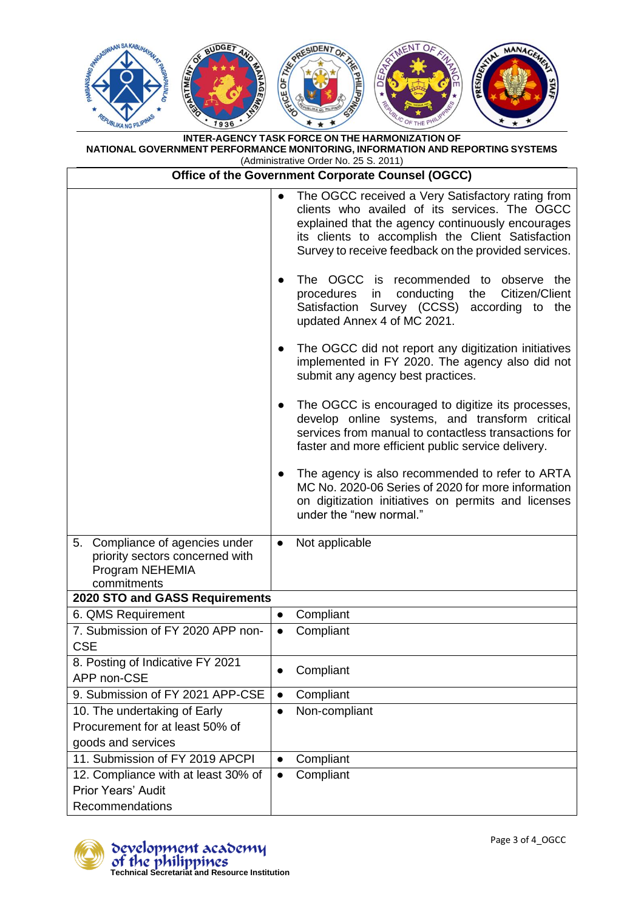**INTER-AGENCY TASK FORCE ON THE HARMONIZATION OF**
**NATIONAL GOVERNMENT PERFORMANCE MONITORING, INFORMATION AND REPORTING SYSTEMS**
(Administrative Order No. 25 S. 2011)

| **Office of the Government Corporate Counsel (OGCC)** | |
|---|---|
| | • The OGCC received a Very Satisfactory rating from clients who availed of its services. The OGCC explained that the agency continuously encourages its clients to accomplish the Client Satisfaction Survey to receive feedback on the provided services.<br><br>• The OGCC is recommended to observe the procedures in conducting the Citizen/Client Satisfaction Survey (CCSS) according to the updated Annex 4 of MC 2021.<br><br>• The OGCC did not report any digitization initiatives implemented in FY 2020. The agency also did not submit any agency best practices.<br><br>• The OGCC is encouraged to digitize its processes, develop online systems, and transform critical services from manual to contactless transactions for faster and more efficient public service delivery.<br><br>• The agency is also recommended to refer to ARTA MC No. 2020-06 Series of 2020 for more information on digitization initiatives on permits and licenses under the "new normal." |
| 5. Compliance of agencies under priority sectors concerned with Program NEHEMIA commitments | • Not applicable |
| **2020 STO and GASS Requirements** | |
| 6. QMS Requirement | • Compliant |
| 7. Submission of FY 2020 APP non-CSE | • Compliant |
| 8. Posting of Indicative FY 2021 APP non-CSE | • Compliant |
| 9. Submission of FY 2021 APP-CSE | • Compliant |
| 10. The undertaking of Early Procurement for at least 50% of goods and services | • Non-compliant |
| 11. Submission of FY 2019 APCPI | • Compliant |
| 12. Compliance with at least 30% of Prior Years' Audit Recommendations | • Compliant |

development academy of the philippines
Technical Secretariat and Resource Institution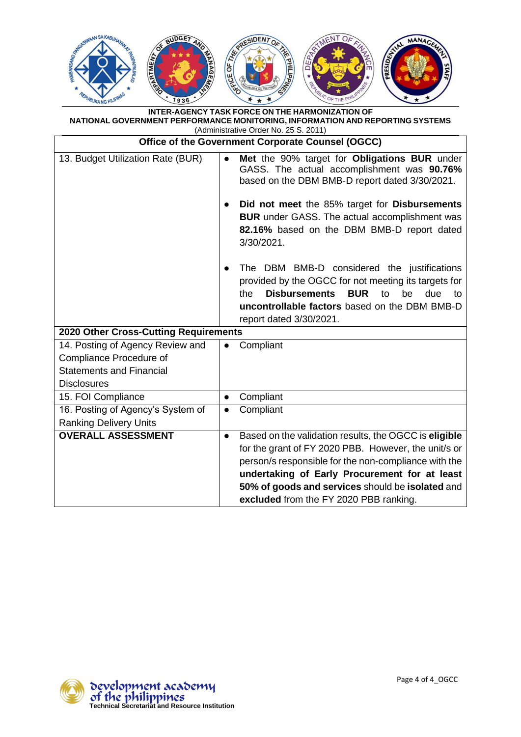**INTER-AGENCY TASK FORCE ON THE HARMONIZATION OF NATIONAL GOVERNMENT PERFORMANCE MONITORING, INFORMATION AND REPORTING SYSTEMS**
(Administrative Order No. 25 S. 2011)

| Office of the Government Corporate Counsel (OGCC) | |
|---|---|
| 13. Budget Utilization Rate (BUR) | • **Met** the 90% target for **Obligations BUR** under GASS. The actual accomplishment was **90.76%** based on the DBM BMB-D report dated 3/30/2021.<br><br>• **Did not meet** the 85% target for **Disbursements BUR** under GASS. The actual accomplishment was **82.16%** based on the DBM BMB-D report dated 3/30/2021.<br><br>• The DBM BMB-D considered the justifications provided by the OGCC for not meeting its targets for the **Disbursements BUR** to be due to **uncontrollable factors** based on the DBM BMB-D report dated 3/30/2021. |
| **2020 Other Cross-Cutting Requirements** | |
| 14. Posting of Agency Review and Compliance Procedure of Statements and Financial Disclosures | • Compliant |
| 15. FOI Compliance | • Compliant |
| 16. Posting of Agency's System of Ranking Delivery Units | • Compliant |
| **OVERALL ASSESSMENT** | • Based on the validation results, the OGCC is **eligible** for the grant of FY 2020 PBB. However, the unit/s or person/s responsible for the non-compliance with the **undertaking of Early Procurement for at least 50% of goods and services** should be **isolated** and **excluded** from the FY 2020 PBB ranking. |